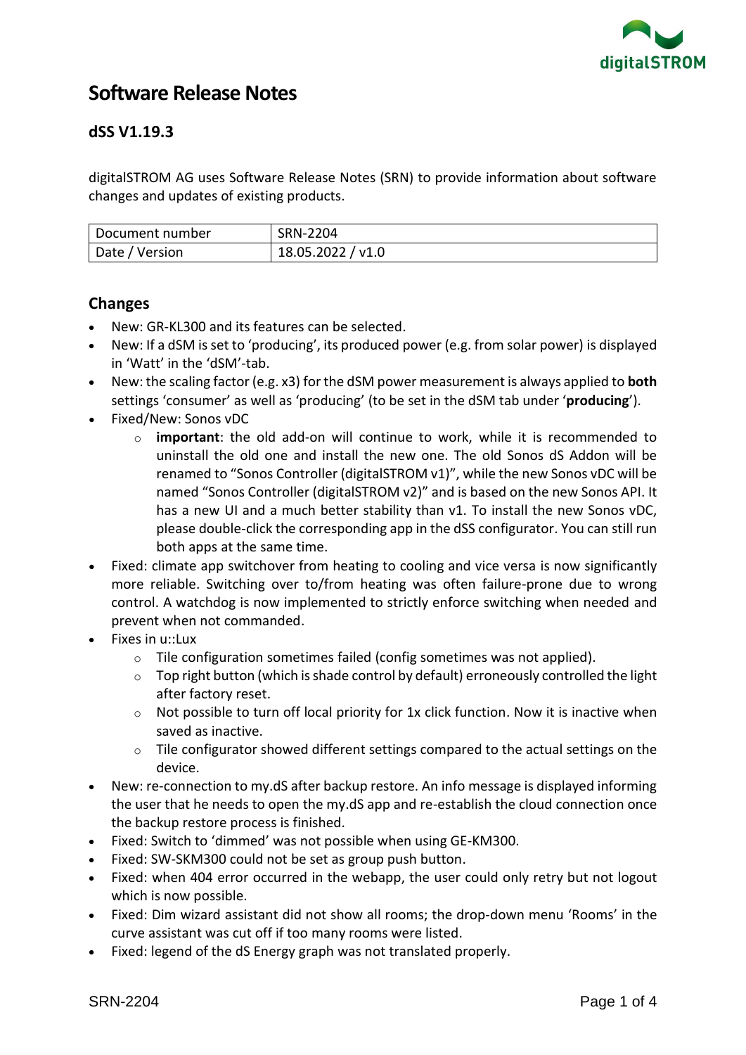# Software Release Notes

## dSS V1.19.3

digitalSTROM AG uses Software Release Notes (SRN) to provide information about software changes and updates of existing products.

| Document number | SRN-2204 |
|---|---|
| Date / Version | 18.05.2022 / v1.0 |

## Changes

- New: GR-KL300 and its features can be selected.
- New: If a dSM is set to 'producing', its produced power (e.g. from solar power) is displayed in 'Watt' in the 'dSM'-tab.
- New: the scaling factor (e.g. x3) for the dSM power measurement is always applied to **both** settings 'consumer' as well as 'producing' (to be set in the dSM tab under '**producing**').
- Fixed/New: Sonos vDC
  - **important**: the old add-on will continue to work, while it is recommended to uninstall the old one and install the new one. The old Sonos dS Addon will be renamed to "Sonos Controller (digitalSTROM v1)", while the new Sonos vDC will be named "Sonos Controller (digitalSTROM v2)" and is based on the new Sonos API. It has a new UI and a much better stability than v1. To install the new Sonos vDC, please double-click the corresponding app in the dSS configurator. You can still run both apps at the same time.
- Fixed: climate app switchover from heating to cooling and vice versa is now significantly more reliable. Switching over to/from heating was often failure-prone due to wrong control. A watchdog is now implemented to strictly enforce switching when needed and prevent when not commanded.
- Fixes in u::Lux
  - Tile configuration sometimes failed (config sometimes was not applied).
  - Top right button (which is shade control by default) erroneously controlled the light after factory reset.
  - Not possible to turn off local priority for 1x click function. Now it is inactive when saved as inactive.
  - Tile configurator showed different settings compared to the actual settings on the device.
- New: re-connection to my.dS after backup restore. An info message is displayed informing the user that he needs to open the my.dS app and re-establish the cloud connection once the backup restore process is finished.
- Fixed: Switch to 'dimmed' was not possible when using GE-KM300.
- Fixed: SW-SKM300 could not be set as group push button.
- Fixed: when 404 error occurred in the webapp, the user could only retry but not logout which is now possible.
- Fixed: Dim wizard assistant did not show all rooms; the drop-down menu 'Rooms' in the curve assistant was cut off if too many rooms were listed.
- Fixed: legend of the dS Energy graph was not translated properly.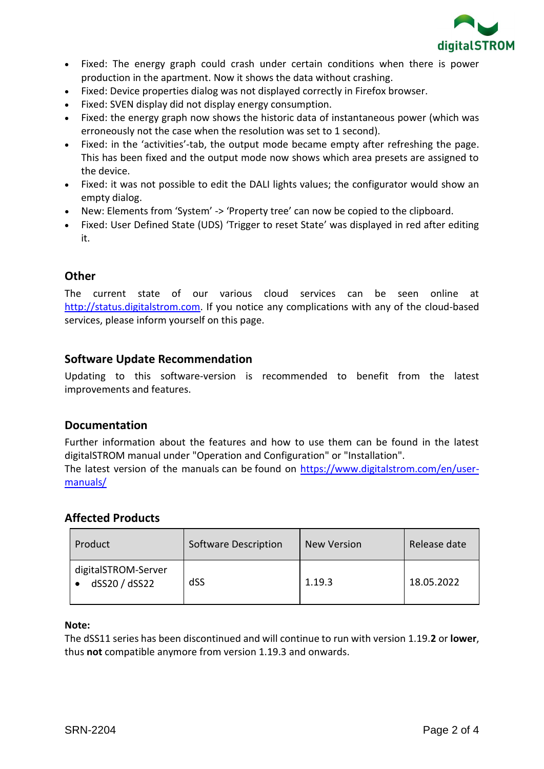- Fixed: The energy graph could crash under certain conditions when there is power production in the apartment. Now it shows the data without crashing.
- Fixed: Device properties dialog was not displayed correctly in Firefox browser.
- Fixed: SVEN display did not display energy consumption.
- Fixed: the energy graph now shows the historic data of instantaneous power (which was erroneously not the case when the resolution was set to 1 second).
- Fixed: in the 'activities'-tab, the output mode became empty after refreshing the page. This has been fixed and the output mode now shows which area presets are assigned to the device.
- Fixed: it was not possible to edit the DALI lights values; the configurator would show an empty dialog.
- New: Elements from 'System' -> 'Property tree' can now be copied to the clipboard.
- Fixed: User Defined State (UDS) 'Trigger to reset State' was displayed in red after editing it.

## Other

The current state of our various cloud services can be seen online at [http://status.digitalstrom.com](http://status.digitalstrom.com). If you notice any complications with any of the cloud-based services, please inform yourself on this page.

## Software Update Recommendation

Updating to this software-version is recommended to benefit from the latest improvements and features.

## Documentation

Further information about the features and how to use them can be found in the latest digitalSTROM manual under "Operation and Configuration" or "Installation".
The latest version of the manuals can be found on [https://www.digitalstrom.com/en/user-manuals/](https://www.digitalstrom.com/en/user-manuals/)

## Affected Products

| Product | Software Description | New Version | Release date |
|---|---|---|---|
| digitalSTROM-Server<br>• dSS20 / dSS22 | dSS | 1.19.3 | 18.05.2022 |

**Note:**
The dSS11 series has been discontinued and will continue to run with version 1.19.**2** or **lower**, thus **not** compatible anymore from version 1.19.3 and onwards.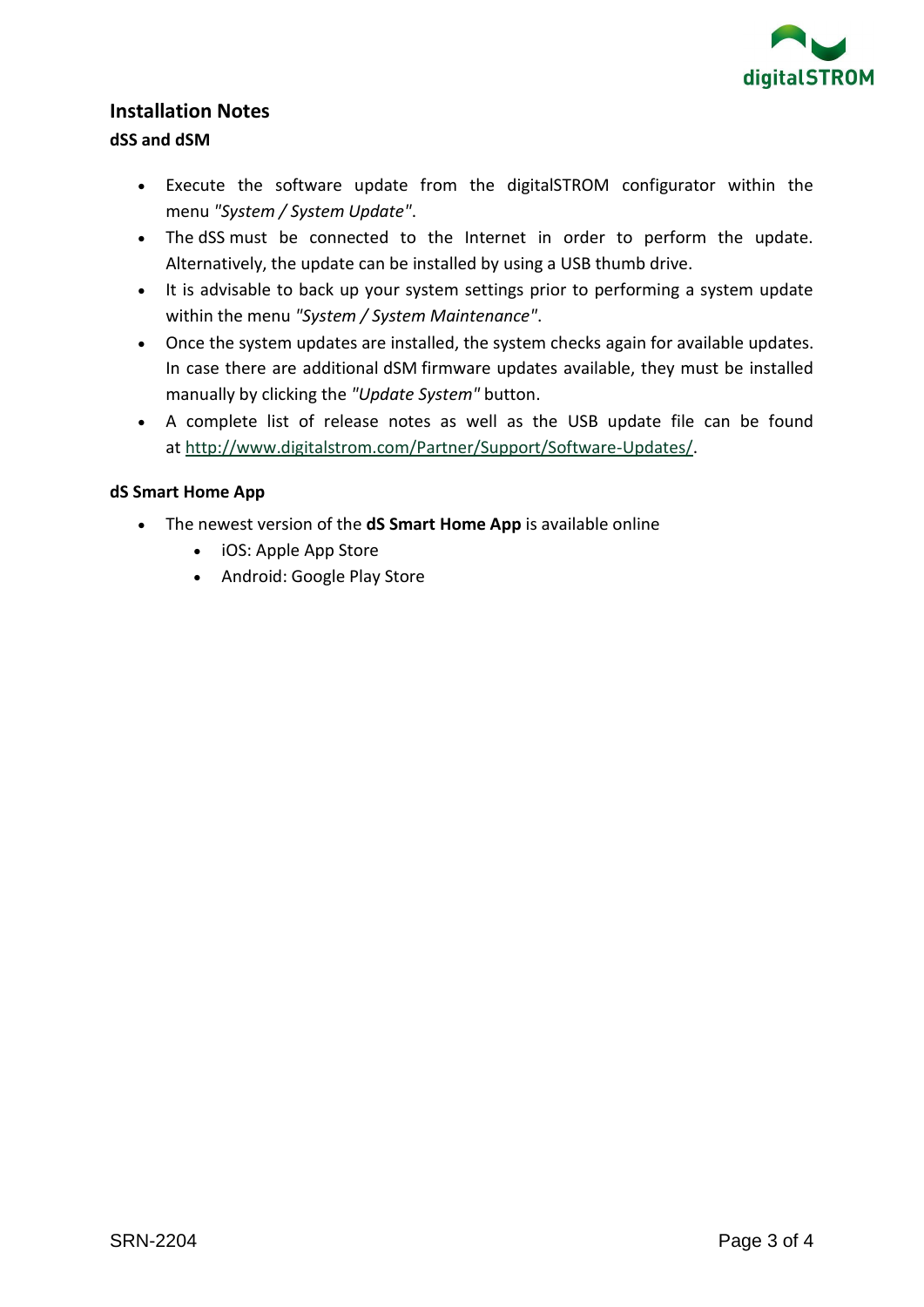## Installation Notes

### dSS and dSM

- Execute the software update from the digitalSTROM configurator within the menu *"System / System Update"*.
- The dSS must be connected to the Internet in order to perform the update. Alternatively, the update can be installed by using a USB thumb drive.
- It is advisable to back up your system settings prior to performing a system update within the menu *"System / System Maintenance"*.
- Once the system updates are installed, the system checks again for available updates. In case there are additional dSM firmware updates available, they must be installed manually by clicking the *"Update System"* button.
- A complete list of release notes as well as the USB update file can be found at http://www.digitalstrom.com/Partner/Support/Software-Updates/.

### dS Smart Home App

- The newest version of the **dS Smart Home App** is available online
  - iOS: Apple App Store
  - Android: Google Play Store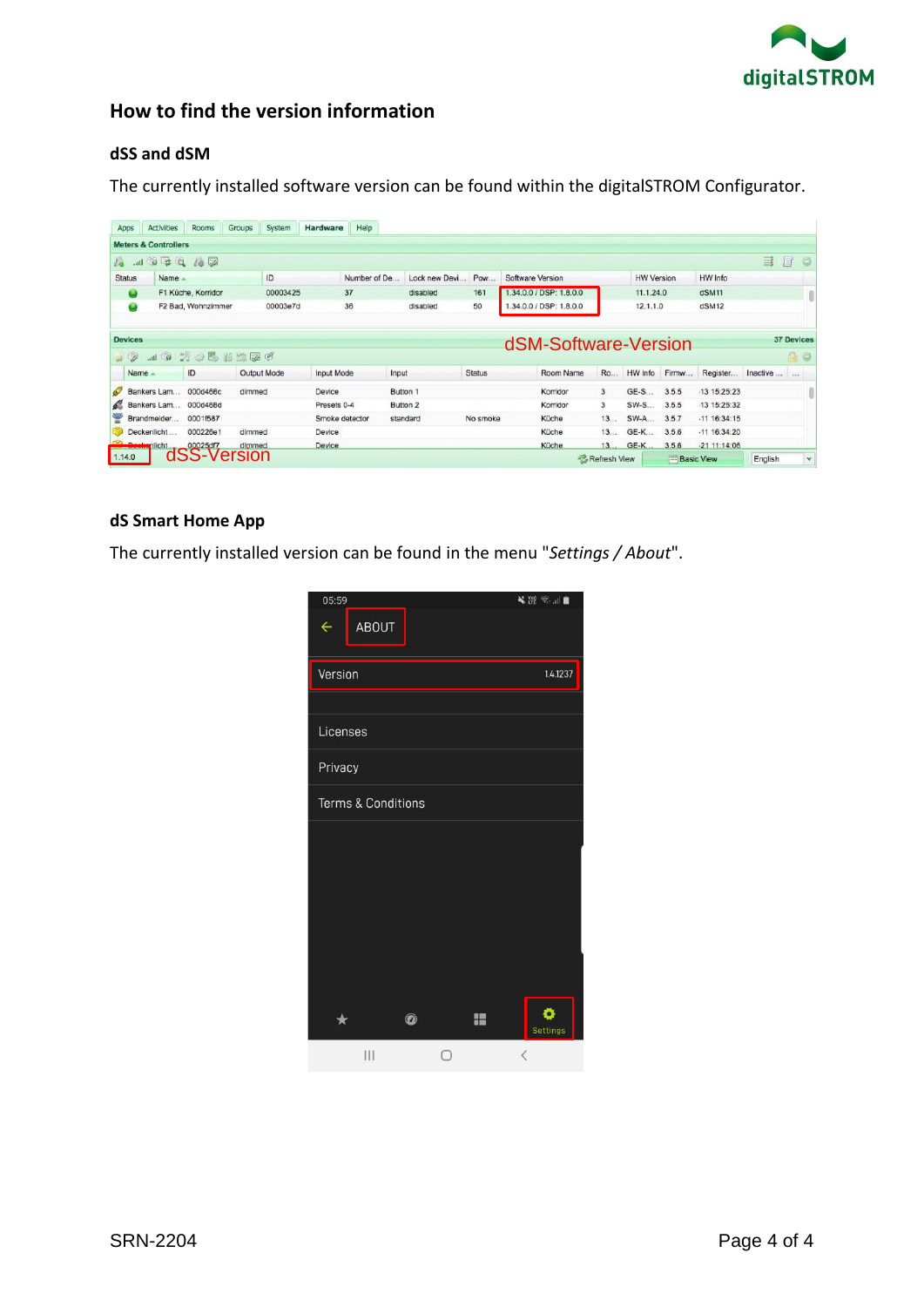## How to find the version information

### dSS and dSM

The currently installed software version can be found within the digitalSTROM Configurator.

### dS Smart Home App

The currently installed version can be found in the menu "*Settings / About*".